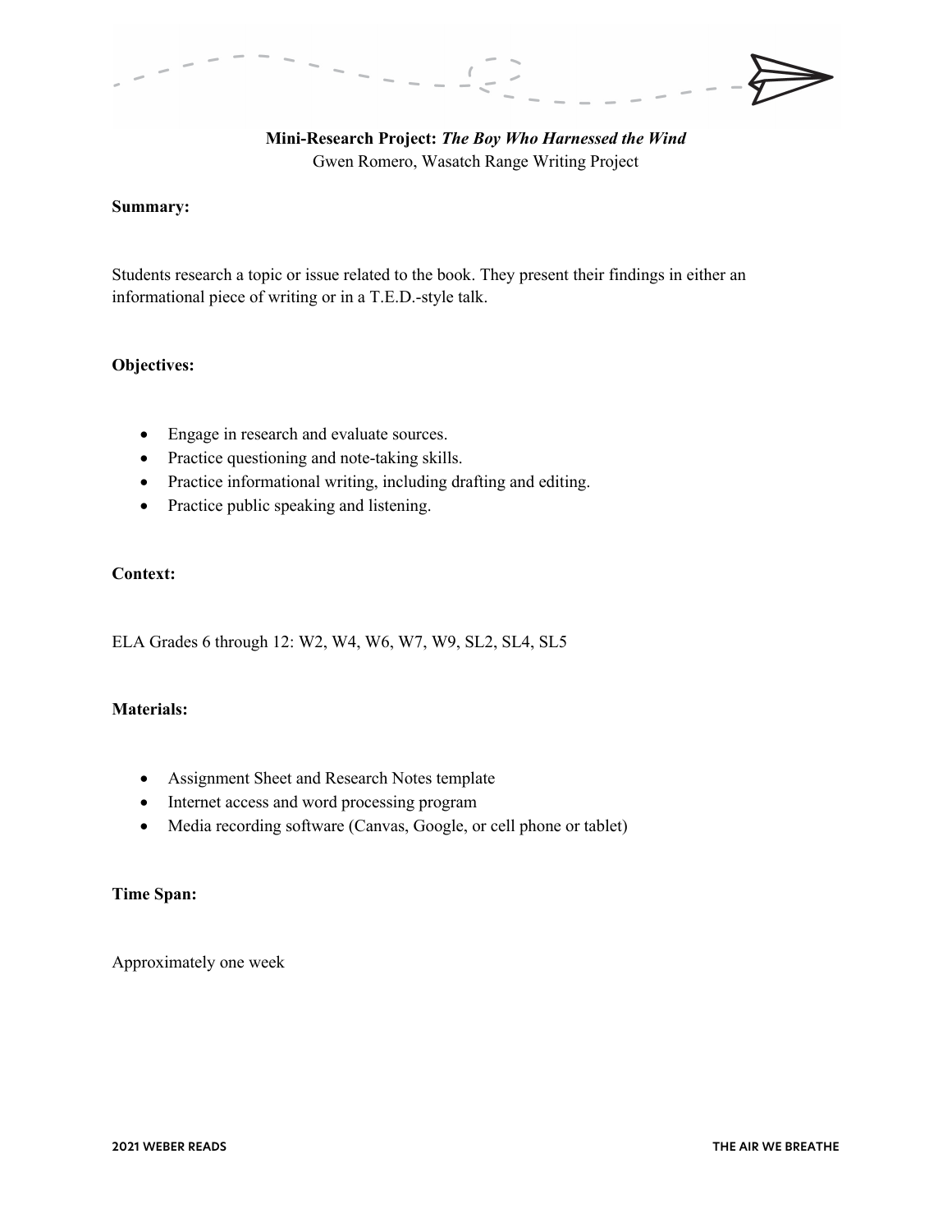**Mini-Research Project:** ***The Boy Who Harnessed the Wind***

Gwen Romero, Wasatch Range Writing Project

**Summary:**

Students research a topic or issue related to the book. They present their findings in either an informational piece of writing or in a T.E.D.-style talk.

**Objectives:**

- Engage in research and evaluate sources.
- Practice questioning and note-taking skills.
- Practice informational writing, including drafting and editing.
- Practice public speaking and listening.

**Context:**

ELA Grades 6 through 12: W2, W4, W6, W7, W9, SL2, SL4, SL5

**Materials:**

- Assignment Sheet and Research Notes template
- Internet access and word processing program
- Media recording software (Canvas, Google, or cell phone or tablet)

**Time Span:**

Approximately one week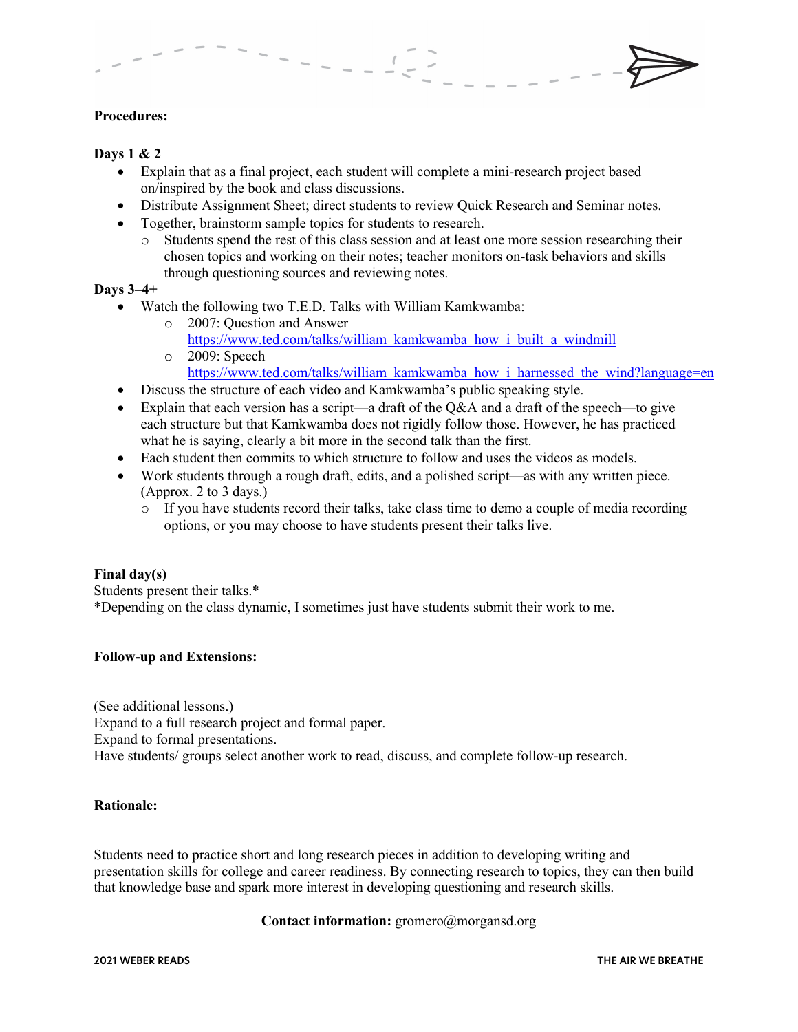**Procedures:**

**Days 1 & 2**

- Explain that as a final project, each student will complete a mini-research project based on/inspired by the book and class discussions.
- Distribute Assignment Sheet; direct students to review Quick Research and Seminar notes.
- Together, brainstorm sample topics for students to research.
    - Students spend the rest of this class session and at least one more session researching their chosen topics and working on their notes; teacher monitors on-task behaviors and skills through questioning sources and reviewing notes.

**Days 3–4+**

- Watch the following two T.E.D. Talks with William Kamkwamba:
    - 2007: Question and Answer [https://www.ted.com/talks/william_kamkwamba_how_i_built_a_windmill](https://www.ted.com/talks/william_kamkwamba_how_i_built_a_windmill)
    - 2009: Speech [https://www.ted.com/talks/william_kamkwamba_how_i_harnessed_the_wind?language=en](https://www.ted.com/talks/william_kamkwamba_how_i_harnessed_the_wind?language=en)
- Discuss the structure of each video and Kamkwamba's public speaking style.
- Explain that each version has a script—a draft of the Q&A and a draft of the speech—to give each structure but that Kamkwamba does not rigidly follow those. However, he has practiced what he is saying, clearly a bit more in the second talk than the first.
- Each student then commits to which structure to follow and uses the videos as models.
- Work students through a rough draft, edits, and a polished script—as with any written piece. (Approx. 2 to 3 days.)
    - If you have students record their talks, take class time to demo a couple of media recording options, or you may choose to have students present their talks live.

**Final day(s)**

Students present their talks.*

*Depending on the class dynamic, I sometimes just have students submit their work to me.

**Follow-up and Extensions:**

(See additional lessons.)

Expand to a full research project and formal paper.

Expand to formal presentations.

Have students/ groups select another work to read, discuss, and complete follow-up research.

**Rationale:**

Students need to practice short and long research pieces in addition to developing writing and presentation skills for college and career readiness. By connecting research to topics, they can then build that knowledge base and spark more interest in developing questioning and research skills.

**Contact information:** gromero@morgansd.org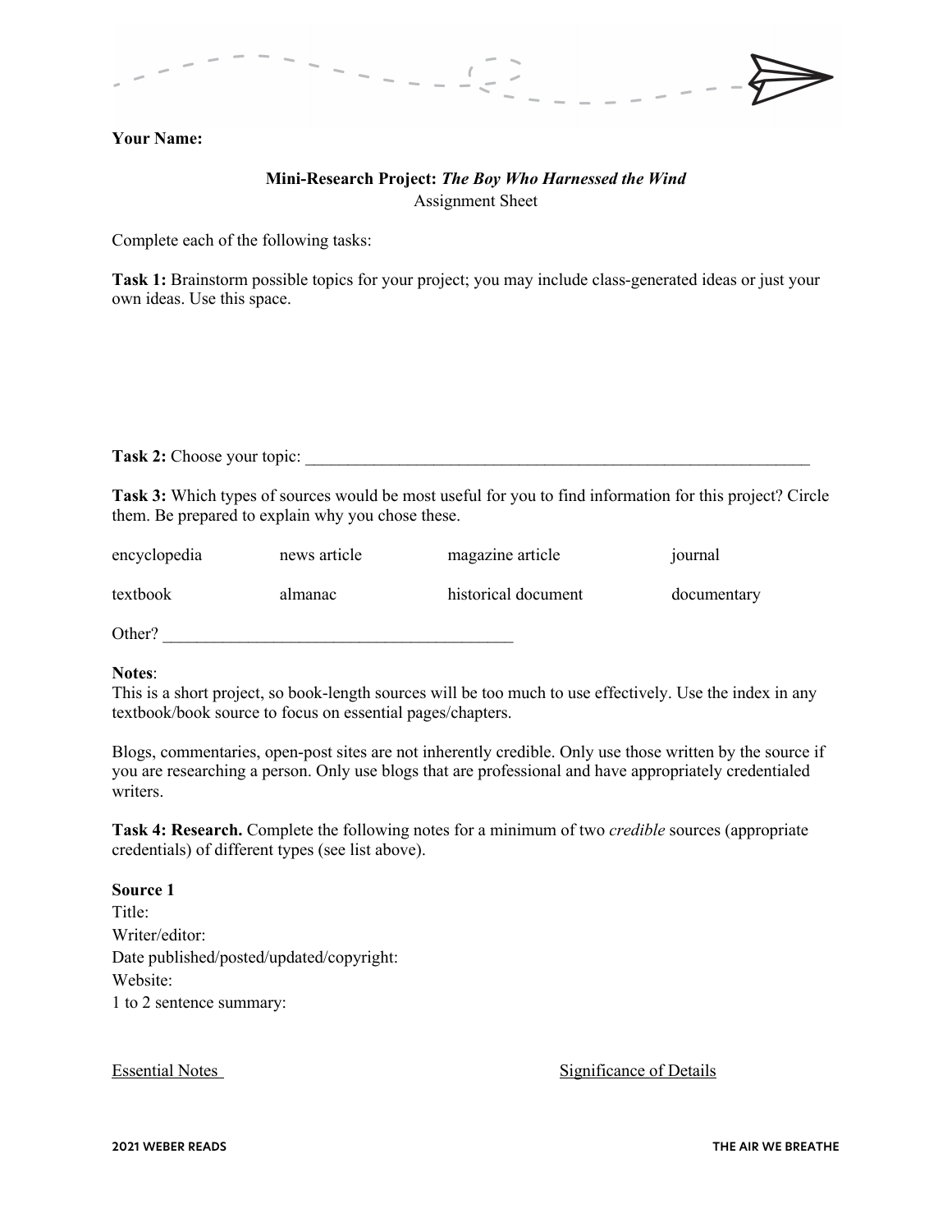**Your Name:**

**Mini-Research Project: *The Boy Who Harnessed the Wind***
Assignment Sheet

Complete each of the following tasks:

**Task 1:** Brainstorm possible topics for your project; you may include class-generated ideas or just your own ideas. Use this space.

**Task 2:** Choose your topic: ______________________________________________________________

**Task 3:** Which types of sources would be most useful for you to find information for this project? Circle them. Be prepared to explain why you chose these.

| | | | |
|---|---|---|---|
| encyclopedia | news article | magazine article | journal |
| textbook | almanac | historical document | documentary |

Other? ________________________________________

**Notes**:
This is a short project, so book-length sources will be too much to use effectively. Use the index in any textbook/book source to focus on essential pages/chapters.

Blogs, commentaries, open-post sites are not inherently credible. Only use those written by the source if you are researching a person. Only use blogs that are professional and have appropriately credentialed writers.

**Task 4: Research.** Complete the following notes for a minimum of two *credible* sources (appropriate credentials) of different types (see list above).

**Source 1**
Title:
Writer/editor:
Date published/posted/updated/copyright:
Website:
1 to 2 sentence summary:

| Essential Notes | Significance of Details |
|---|---|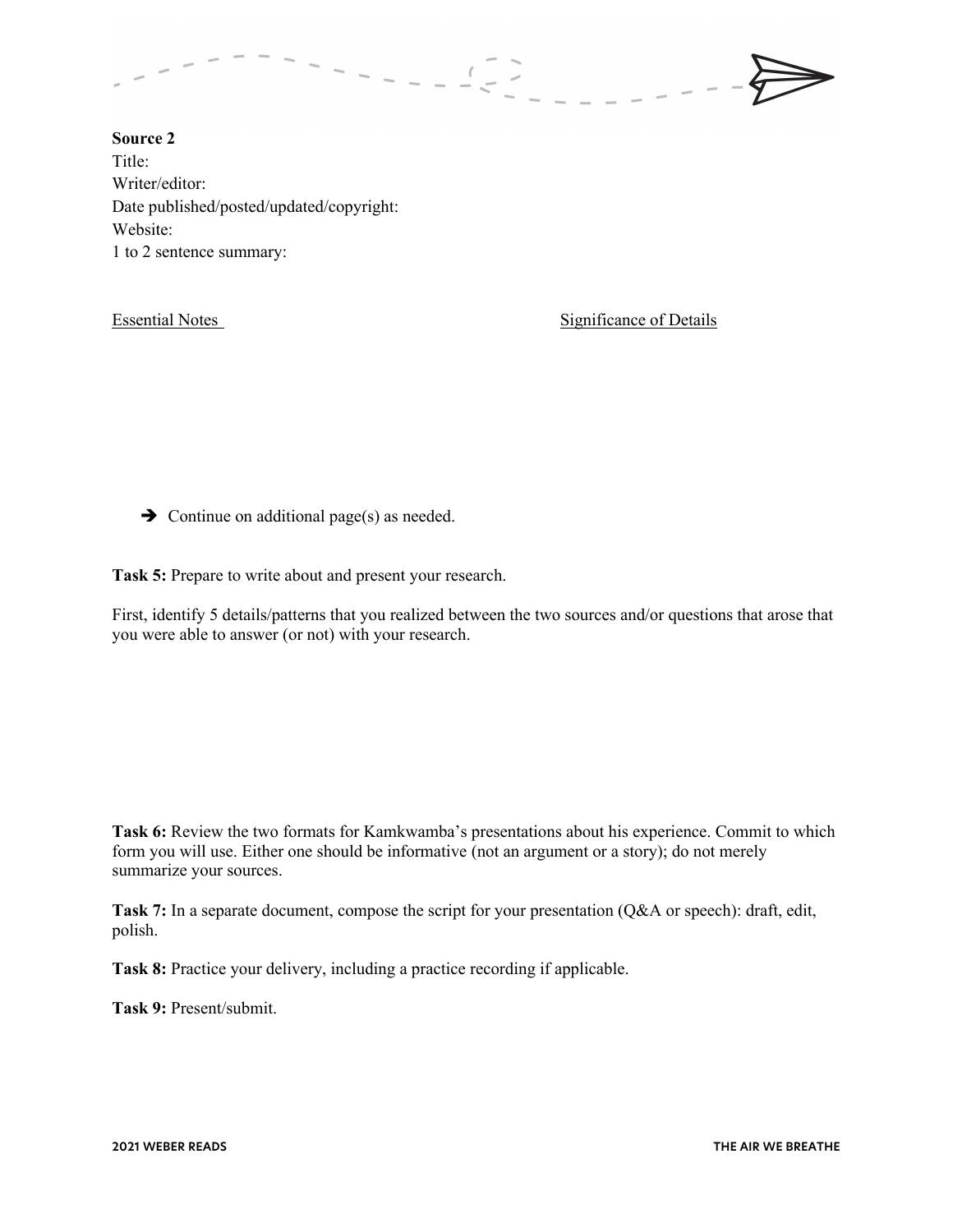**Source 2**

Title:

Writer/editor:

Date published/posted/updated/copyright:

Website:

1 to 2 sentence summary:

Essential Notes

Significance of Details

➔ Continue on additional page(s) as needed.

**Task 5:** Prepare to write about and present your research.

First, identify 5 details/patterns that you realized between the two sources and/or questions that arose that you were able to answer (or not) with your research.

**Task 6:** Review the two formats for Kamkwamba's presentations about his experience. Commit to which form you will use. Either one should be informative (not an argument or a story); do not merely summarize your sources.

**Task 7:** In a separate document, compose the script for your presentation (Q&A or speech): draft, edit, polish.

**Task 8:** Practice your delivery, including a practice recording if applicable.

**Task 9:** Present/submit.